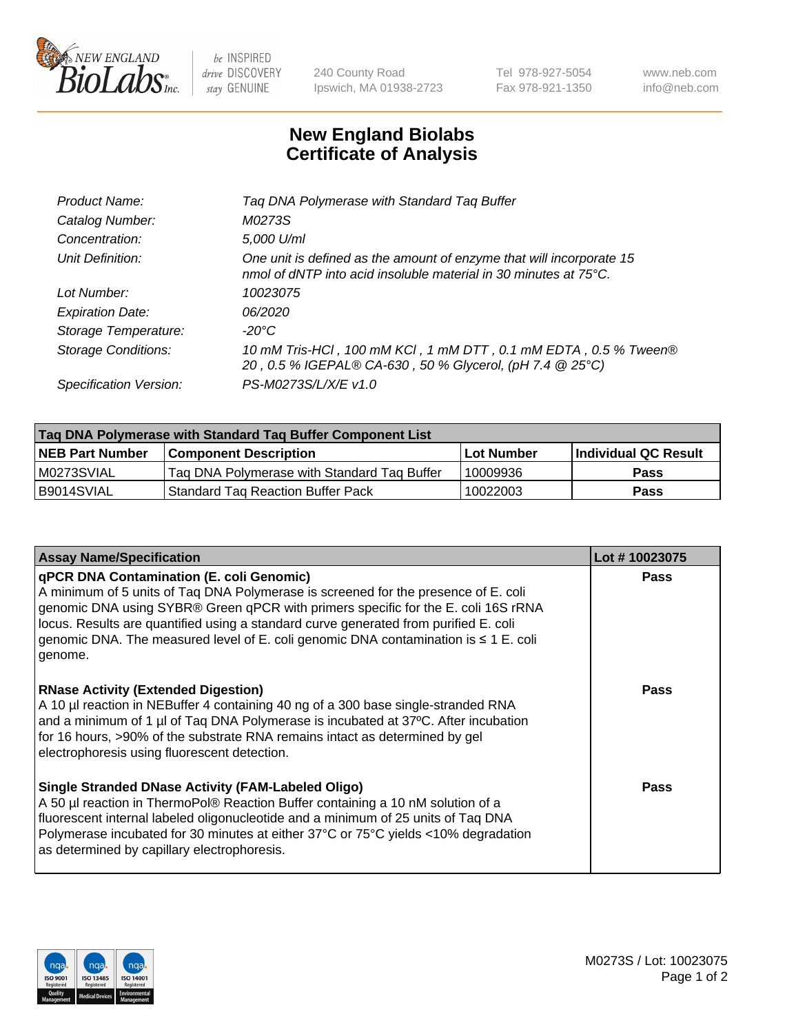New England Biolabs Inc. — be INSPIRED drive DISCOVERY stay GENUINE

240 County Road
Ipswich, MA 01938-2723

Tel 978-927-5054
Fax 978-921-1350

www.neb.com
info@neb.com

# New England Biolabs
# Certificate of Analysis

| | |
|---|---|
| *Product Name:* | *Taq DNA Polymerase with Standard Taq Buffer* |
| *Catalog Number:* | *M0273S* |
| *Concentration:* | *5,000 U/ml* |
| *Unit Definition:* | *One unit is defined as the amount of enzyme that will incorporate 15 nmol of dNTP into acid insoluble material in 30 minutes at 75°C.* |
| *Lot Number:* | *10023075* |
| *Expiration Date:* | *06/2020* |
| *Storage Temperature:* | *-20°C* |
| *Storage Conditions:* | *10 mM Tris-HCl , 100 mM KCl , 1 mM DTT , 0.1 mM EDTA , 0.5 % Tween® 20 , 0.5 % IGEPAL® CA-630 , 50 % Glycerol, (pH 7.4 @ 25°C)* |
| *Specification Version:* | *PS-M0273S/L/X/E v1.0* |

| **Taq DNA Polymerase with Standard Taq Buffer Component List** | | | |
|---|---|---|---|
| **NEB Part Number** | **Component Description** | **Lot Number** | **Individual QC Result** |
| M0273SVIAL | Taq DNA Polymerase with Standard Taq Buffer | 10009936 | **Pass** |
| B9014SVIAL | Standard Taq Reaction Buffer Pack | 10022003 | **Pass** |

| **Assay Name/Specification** | **Lot # 10023075** |
|---|---|
| **qPCR DNA Contamination (E. coli Genomic)** A minimum of 5 units of Taq DNA Polymerase is screened for the presence of E. coli genomic DNA using SYBR® Green qPCR with primers specific for the E. coli 16S rRNA locus. Results are quantified using a standard curve generated from purified E. coli genomic DNA. The measured level of E. coli genomic DNA contamination is ≤ 1 E. coli genome. | **Pass** |
| **RNase Activity (Extended Digestion)** A 10 µl reaction in NEBuffer 4 containing 40 ng of a 300 base single-stranded RNA and a minimum of 1 µl of Taq DNA Polymerase is incubated at 37ºC. After incubation for 16 hours, >90% of the substrate RNA remains intact as determined by gel electrophoresis using fluorescent detection. | **Pass** |
| **Single Stranded DNase Activity (FAM-Labeled Oligo)** A 50 µl reaction in ThermoPol® Reaction Buffer containing a 10 nM solution of a fluorescent internal labeled oligonucleotide and a minimum of 25 units of Taq DNA Polymerase incubated for 30 minutes at either 37°C or 75°C yields <10% degradation as determined by capillary electrophoresis. | **Pass** |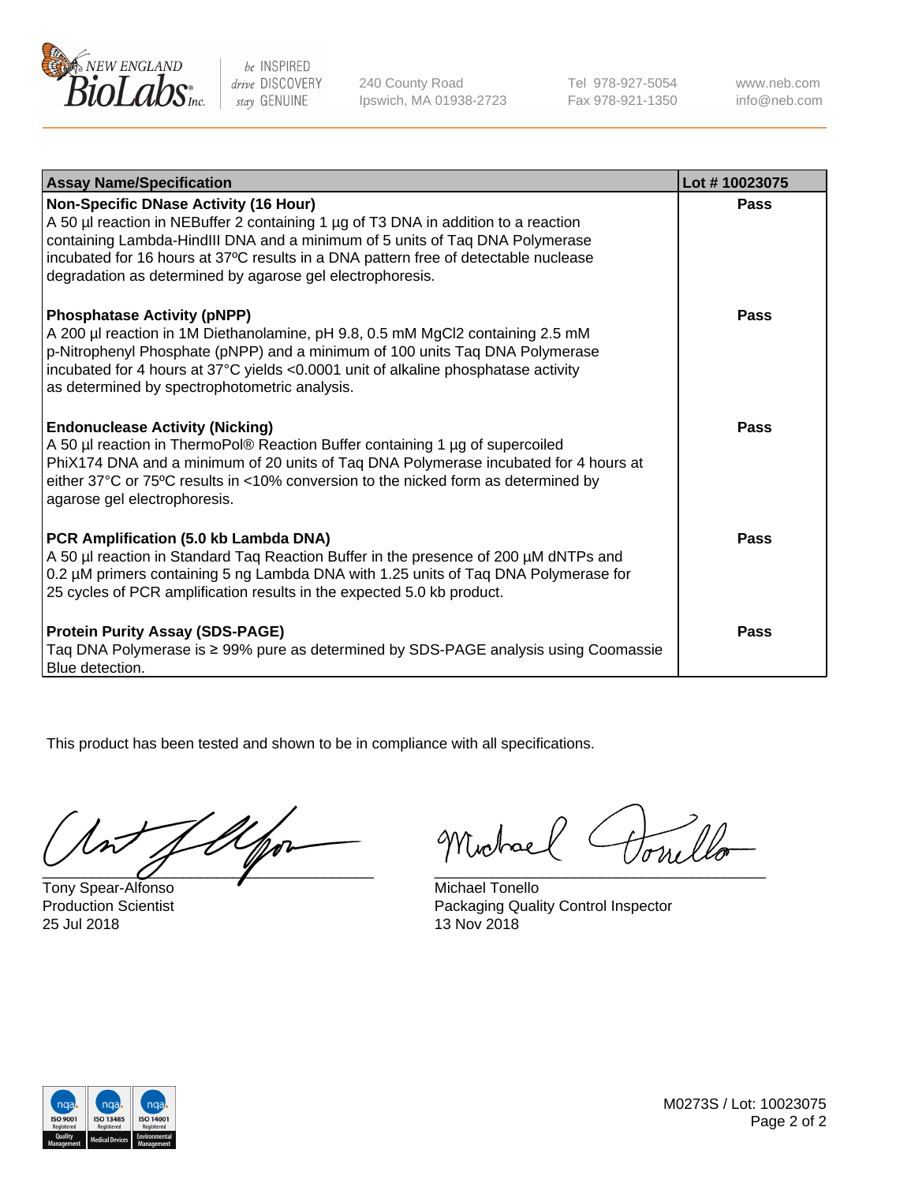| Assay Name/Specification | Lot # 10023075 |
| --- | --- |
| **Non-Specific DNase Activity (16 Hour)**<br>A 50 µl reaction in NEBuffer 2 containing 1 µg of T3 DNA in addition to a reaction containing Lambda-HindIII DNA and a minimum of 5 units of Taq DNA Polymerase incubated for 16 hours at 37ºC results in a DNA pattern free of detectable nuclease degradation as determined by agarose gel electrophoresis. | **Pass** |
| **Phosphatase Activity (pNPP)**<br>A 200 µl reaction in 1M Diethanolamine, pH 9.8, 0.5 mM $MgCl_2$ containing 2.5 mM p-Nitrophenyl Phosphate (pNPP) and a minimum of 100 units Taq DNA Polymerase incubated for 4 hours at 37°C yields <0.0001 unit of alkaline phosphatase activity as determined by spectrophotometric analysis. | **Pass** |
| **Endonuclease Activity (Nicking)**<br>A 50 µl reaction in ThermoPol® Reaction Buffer containing 1 µg of supercoiled PhiX174 DNA and a minimum of 20 units of Taq DNA Polymerase incubated for 4 hours at either 37°C or 75ºC results in <10% conversion to the nicked form as determined by agarose gel electrophoresis. | **Pass** |
| **PCR Amplification (5.0 kb Lambda DNA)**<br>A 50 µl reaction in Standard Taq Reaction Buffer in the presence of 200 µM dNTPs and 0.2 µM primers containing 5 ng Lambda DNA with 1.25 units of Taq DNA Polymerase for 25 cycles of PCR amplification results in the expected 5.0 kb product. | **Pass** |
| **Protein Purity Assay (SDS-PAGE)**<br>Taq DNA Polymerase is ≥ 99% pure as determined by SDS-PAGE analysis using Coomassie Blue detection. | **Pass** |

This product has been tested and shown to be in compliance with all specifications.

Tony Spear-Alfonso
Production Scientist
25 Jul 2018

Michael Tonello
Packaging Quality Control Inspector
13 Nov 2018

M0273S / Lot: 10023075